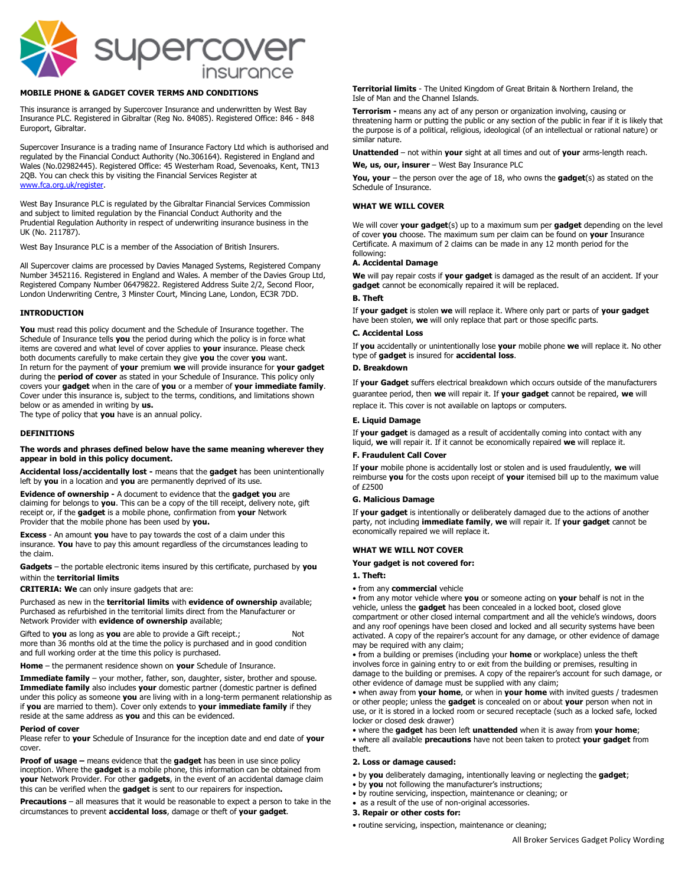## MOBILE PHONE & GADGET COVER TERMS AND CONDITIONS

This insurance is arranged by Supercover Insurance and underwritten by West Bay Insurance PLC. Registered in Gibraltar (Reg No. 84085). Registered Office: 846 - 848 Europort, Gibraltar.

Supercover Insurance is a trading name of Insurance Factory Ltd which is authorised and regulated by the Financial Conduct Authority (No.306164). Registered in England and Wales (No.02982445). Registered Office: 45 Westerham Road, Sevenoaks, Kent, TN13 2QB. You can check this by visiting the Financial Services Register at www.fca.org.uk/register.

West Bay Insurance PLC is regulated by the Gibraltar Financial Services Commission and subject to limited regulation by the Financial Conduct Authority and the Prudential Regulation Authority in respect of underwriting insurance business in the UK (No. 211787).

West Bay Insurance PLC is a member of the Association of British Insurers.

All Supercover claims are processed by Davies Managed Systems, Registered Company Number 3452116. Registered in England and Wales. A member of the Davies Group Ltd, Registered Company Number 06479822. Registered Address Suite 2/2, Second Floor, London Underwriting Centre, 3 Minster Court, Mincing Lane, London, EC3R 7DD.

### INTRODUCTION

**You** must read this policy document and the Schedule of Insurance together. The Schedule of Insurance tells **you** the period during which the policy is in force what items are covered and what level of cover applies to **your** insurance. Please check both documents carefully to make certain they give **you** the cover **you** want.
In return for the payment of **your** premium **we** will provide insurance for **your gadget** during the **period of cover** as stated in your Schedule of Insurance. This policy only covers your **gadget** when in the care of **you** or a member of **your immediate family**. Cover under this insurance is, subject to the terms, conditions, and limitations shown below or as amended in writing by **us.**
The type of policy that **you** have is an annual policy.

### DEFINITIONS

**The words and phrases defined below have the same meaning wherever they appear in bold in this policy document.**

**Accidental loss/accidentally lost -** means that the **gadget** has been unintentionally left by **you** in a location and **you** are permanently deprived of its use.

**Evidence of ownership -** A document to evidence that the **gadget you** are claiming for belongs to **you**. This can be a copy of the till receipt, delivery note, gift receipt or, if the **gadget** is a mobile phone, confirmation from **your** Network Provider that the mobile phone has been used by **you.**

**Excess** - An amount **you** have to pay towards the cost of a claim under this insurance. **You** have to pay this amount regardless of the circumstances leading to the claim.

**Gadgets** – the portable electronic items insured by this certificate, purchased by **you** within the **territorial limits**

**CRITERIA: We** can only insure gadgets that are:

Purchased as new in the **territorial limits** with **evidence of ownership** available; Purchased as refurbished in the territorial limits direct from the Manufacturer or Network Provider with **evidence of ownership** available;

Gifted to **you** as long as **you** are able to provide a Gift receipt.; Not more than 36 months old at the time the policy is purchased and in good condition and full working order at the time this policy is purchased.

**Home** – the permanent residence shown on **your** Schedule of Insurance.

**Immediate family** – your mother, father, son, daughter, sister, brother and spouse. **Immediate family** also includes **your** domestic partner (domestic partner is defined under this policy as someone **you** are living with in a long-term permanent relationship as if **you** are married to them). Cover only extends to **your immediate family** if they reside at the same address as **you** and this can be evidenced.

**Period of cover**
Please refer to **your** Schedule of Insurance for the inception date and end date of **your** cover.

**Proof of usage –** means evidence that the **gadget** has been in use since policy inception. Where the **gadget** is a mobile phone, this information can be obtained from **your** Network Provider. For other **gadgets**, in the event of an accidental damage claim this can be verified when the **gadget** is sent to our repairers for inspection**.**

**Precautions** – all measures that it would be reasonable to expect a person to take in the circumstances to prevent **accidental loss**, damage or theft of **your gadget**.

**Territorial limits** - The United Kingdom of Great Britain & Northern Ireland, the Isle of Man and the Channel Islands.

**Terrorism -** means any act of any person or organization involving, causing or threatening harm or putting the public or any section of the public in fear if it is likely that the purpose is of a political, religious, ideological (of an intellectual or rational nature) or similar nature.

**Unattended** – not within **your** sight at all times and out of **your** arms-length reach.

**We, us, our, insurer** – West Bay Insurance PLC

**You, your** – the person over the age of 18, who owns the **gadget**(s) as stated on the Schedule of Insurance.

### WHAT WE WILL COVER

We will cover **your gadget**(s) up to a maximum sum per **gadget** depending on the level of cover **you** choose. The maximum sum per claim can be found on **your** Insurance Certificate. A maximum of 2 claims can be made in any 12 month period for the following:

**A. Accidental Damage**

**We** will pay repair costs if **your gadget** is damaged as the result of an accident. If your **gadget** cannot be economically repaired it will be replaced.

**B. Theft**

If **your gadget** is stolen **we** will replace it. Where only part or parts of **your gadget** have been stolen, **we** will only replace that part or those specific parts.

**C. Accidental Loss**

If **you** accidentally or unintentionally lose **your** mobile phone **we** will replace it. No other type of **gadget** is insured for **accidental loss**.

**D. Breakdown**

If **your Gadget** suffers electrical breakdown which occurs outside of the manufacturers guarantee period, then **we** will repair it. If **your gadget** cannot be repaired, **we** will replace it. This cover is not available on laptops or computers.

**E. Liquid Damage**

If **your gadget** is damaged as a result of accidentally coming into contact with any liquid, **we** will repair it. If it cannot be economically repaired **we** will replace it.

**F. Fraudulent Call Cover**

If **your** mobile phone is accidentally lost or stolen and is used fraudulently, **we** will reimburse **you** for the costs upon receipt of **your** itemised bill up to the maximum value of £2500

**G. Malicious Damage**

If **your gadget** is intentionally or deliberately damaged due to the actions of another party, not including **immediate family**, **we** will repair it. If **your gadget** cannot be economically repaired we will replace it.

### WHAT WE WILL NOT COVER

**Your gadget is not covered for:**

**1. Theft:**

- from any **commercial** vehicle
- from any motor vehicle where **you** or someone acting on **your** behalf is not in the vehicle, unless the **gadget** has been concealed in a locked boot, closed glove compartment or other closed internal compartment and all the vehicle's windows, doors and any roof openings have been closed and locked and all security systems have been activated. A copy of the repairer's account for any damage, or other evidence of damage may be required with any claim;
- from a building or premises (including your **home** or workplace) unless the theft involves force in gaining entry to or exit from the building or premises, resulting in damage to the building or premises. A copy of the repairer's account for such damage, or other evidence of damage must be supplied with any claim;
- when away from **your home**, or when in **your home** with invited guests / tradesmen or other people; unless the **gadget** is concealed on or about **your** person when not in use, or it is stored in a locked room or secured receptacle (such as a locked safe, locked locker or closed desk drawer)
- where the **gadget** has been left **unattended** when it is away from **your home**;
- where all available **precautions** have not been taken to protect **your gadget** from theft.

**2. Loss or damage caused:**

- by **you** deliberately damaging, intentionally leaving or neglecting the **gadget**;
- by **you** not following the manufacturer's instructions;
- by routine servicing, inspection, maintenance or cleaning; or
- as a result of the use of non-original accessories.

**3. Repair or other costs for:**

- routine servicing, inspection, maintenance or cleaning;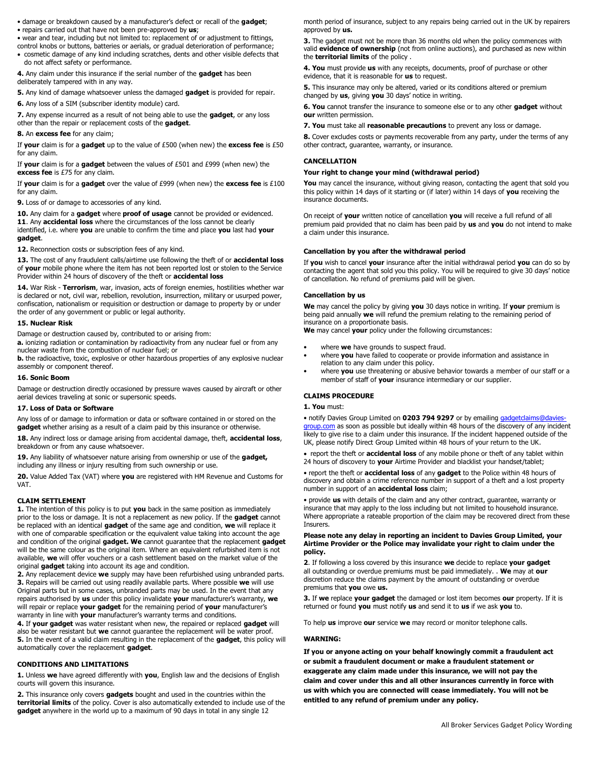- damage or breakdown caused by a manufacturer's defect or recall of the **gadget**;
- repairs carried out that have not been pre-approved by **us**;
- wear and tear, including but not limited to: replacement of or adjustment to fittings, control knobs or buttons, batteries or aerials, or gradual deterioration of performance;
- cosmetic damage of any kind including scratches, dents and other visible defects that do not affect safety or performance.

**4.** Any claim under this insurance if the serial number of the **gadget** has been deliberately tampered with in any way.

**5.** Any kind of damage whatsoever unless the damaged **gadget** is provided for repair.

**6.** Any loss of a SIM (subscriber identity module) card.

**7.** Any expense incurred as a result of not being able to use the **gadget**, or any loss other than the repair or replacement costs of the **gadget**.

**8.** An **excess fee** for any claim;

If **your** claim is for a **gadget** up to the value of £500 (when new) the **excess fee** is £50 for any claim.

If **your** claim is for a **gadget** between the values of £501 and £999 (when new) the **excess fee** is £75 for any claim.

If **your** claim is for a **gadget** over the value of £999 (when new) the **excess fee** is £100 for any claim.

**9.** Loss of or damage to accessories of any kind.

**10.** Any claim for a **gadget** where **proof of usage** cannot be provided or evidenced.

**11**. Any **accidental loss** where the circumstances of the loss cannot be clearly identified, i.e. where **you** are unable to confirm the time and place **you** last had **your gadget**.

**12.** Reconnection costs or subscription fees of any kind.

**13.** The cost of any fraudulent calls/airtime use following the theft of or **accidental loss** of **your** mobile phone where the item has not been reported lost or stolen to the Service Provider within 24 hours of discovery of the theft or **accidental loss**

**14.** War Risk - **Terrorism**, war, invasion, acts of foreign enemies, hostilities whether war is declared or not, civil war, rebellion, revolution, insurrection, military or usurped power, confiscation, nationalism or requisition or destruction or damage to property by or under the order of any government or public or legal authority.

**15. Nuclear Risk**

Damage or destruction caused by, contributed to or arising from:

**a.** ionizing radiation or contamination by radioactivity from any nuclear fuel or from any nuclear waste from the combustion of nuclear fuel; or

**b.** the radioactive, toxic, explosive or other hazardous properties of any explosive nuclear assembly or component thereof.

**16. Sonic Boom**

Damage or destruction directly occasioned by pressure waves caused by aircraft or other aerial devices traveling at sonic or supersonic speeds.

**17. Loss of Data or Software**

Any loss of or damage to information or data or software contained in or stored on the **gadget** whether arising as a result of a claim paid by this insurance or otherwise.

**18.** Any indirect loss or damage arising from accidental damage, theft, **accidental loss**, breakdown or from any cause whatsoever.

**19.** Any liability of whatsoever nature arising from ownership or use of the **gadget,** including any illness or injury resulting from such ownership or use.

**20.** Value Added Tax (VAT) where **you** are registered with HM Revenue and Customs for VAT.

## CLAIM SETTLEMENT

**1.** The intention of this policy is to put **you** back in the same position as immediately prior to the loss or damage. It is not a replacement as new policy. If the **gadget** cannot be replaced with an identical **gadget** of the same age and condition, **we** will replace it with one of comparable specification or the equivalent value taking into account the age and condition of the original **gadget. We** cannot guarantee that the replacement **gadget** will be the same colour as the original item. Where an equivalent refurbished item is not available, **we** will offer vouchers or a cash settlement based on the market value of the original **gadget** taking into account its age and condition.

**2.** Any replacement device **we** supply may have been refurbished using unbranded parts.

**3.** Repairs will be carried out using readily available parts. Where possible **we** will use Original parts but in some cases, unbranded parts may be used. In the event that any repairs authorised by **us** under this policy invalidate **your** manufacturer's warranty, **we** will repair or replace **your gadget** for the remaining period of **your** manufacturer's warranty in line with **your** manufacturer's warranty terms and conditions.

**4.** If **your gadget** was water resistant when new, the repaired or replaced **gadget** will also be water resistant but **we** cannot guarantee the replacement will be water proof.

**5.** In the event of a valid claim resulting in the replacement of the **gadget**, this policy will automatically cover the replacement **gadget**.

## CONDITIONS AND LIMITATIONS

**1.** Unless **we** have agreed differently with **you**, English law and the decisions of English courts will govern this insurance.

**2.** This insurance only covers **gadgets** bought and used in the countries within the **territorial limits** of the policy. Cover is also automatically extended to include use of the **gadget** anywhere in the world up to a maximum of 90 days in total in any single 12 month period of insurance, subject to any repairs being carried out in the UK by repairers approved by **us.**

**3.** The gadget must not be more than 36 months old when the policy commences with valid **evidence of ownership** (not from online auctions), and purchased as new within the **territorial limits** of the policy .

**4. You** must provide **us** with any receipts, documents, proof of purchase or other evidence, that it is reasonable for **us** to request.

**5.** This insurance may only be altered, varied or its conditions altered or premium changed by **us**, giving **you** 30 days' notice in writing.

**6. You** cannot transfer the insurance to someone else or to any other **gadget** without **our** written permission.

**7. You** must take all **reasonable precautions** to prevent any loss or damage.

**8.** Cover excludes costs or payments recoverable from any party, under the terms of any other contract, guarantee, warranty, or insurance.

## CANCELLATION

### Your right to change your mind (withdrawal period)

**You** may cancel the insurance, without giving reason, contacting the agent that sold you this policy within 14 days of it starting or (if later) within 14 days of **you** receiving the insurance documents.

On receipt of **your** written notice of cancellation **you** will receive a full refund of all premium paid provided that no claim has been paid by **us** and **you** do not intend to make a claim under this insurance.

### Cancellation by you after the withdrawal period

If **you** wish to cancel **your** insurance after the initial withdrawal period **you** can do so by contacting the agent that sold you this policy. You will be required to give 30 days' notice of cancellation. No refund of premiums paid will be given.

### Cancellation by us

**We** may cancel the policy by giving **you** 30 days notice in writing. If **your** premium is being paid annually **we** will refund the premium relating to the remaining period of insurance on a proportionate basis.

**We** may cancel **your** policy under the following circumstances:

- where **we** have grounds to suspect fraud.
- where **you** have failed to cooperate or provide information and assistance in relation to any claim under this policy.
- where **you** use threatening or abusive behavior towards a member of our staff or a member of staff of **your** insurance intermediary or our supplier.

## CLAIMS PROCEDURE

**1. You** must:

- notify Davies Group Limited on **0203 794 9297** or by emailing gadgetclaims@davies-group.com as soon as possible but ideally within 48 hours of the discovery of any incident likely to give rise to a claim under this insurance. If the incident happened outside of the UK, please notify Direct Group Limited within 48 hours of your return to the UK.
- report the theft or **accidental loss** of any mobile phone or theft of any tablet within 24 hours of discovery to **your** Airtime Provider and blacklist your handset/tablet;
- report the theft or **accidental loss** of any **gadget** to the Police within 48 hours of discovery and obtain a crime reference number in support of a theft and a lost property number in support of an **accidental loss** claim;
- provide **us** with details of the claim and any other contract, guarantee, warranty or insurance that may apply to the loss including but not limited to household insurance. Where appropriate a rateable proportion of the claim may be recovered direct from these Insurers.

**Please note any delay in reporting an incident to Davies Group Limited, your Airtime Provider or the Police may invalidate your right to claim under the policy.**

**2**. If following a loss covered by this insurance **we** decide to replace **your gadget** all outstanding or overdue premiums must be paid immediately. . **We** may at **our** discretion reduce the claims payment by the amount of outstanding or overdue premiums that **you** owe **us.**

**3.** If **we** replace **your gadget** the damaged or lost item becomes **our** property. If it is returned or found **you** must notify **us** and send it to **us** if we ask **you** to.

To help **us** improve **our** service **we** may record or monitor telephone calls.

## WARNING:

**If you or anyone acting on your behalf knowingly commit a fraudulent act or submit a fraudulent document or make a fraudulent statement or exaggerate any claim made under this insurance, we will not pay the claim and cover under this and all other insurances currently in force with us with which you are connected will cease immediately. You will not be entitled to any refund of premium under any policy.**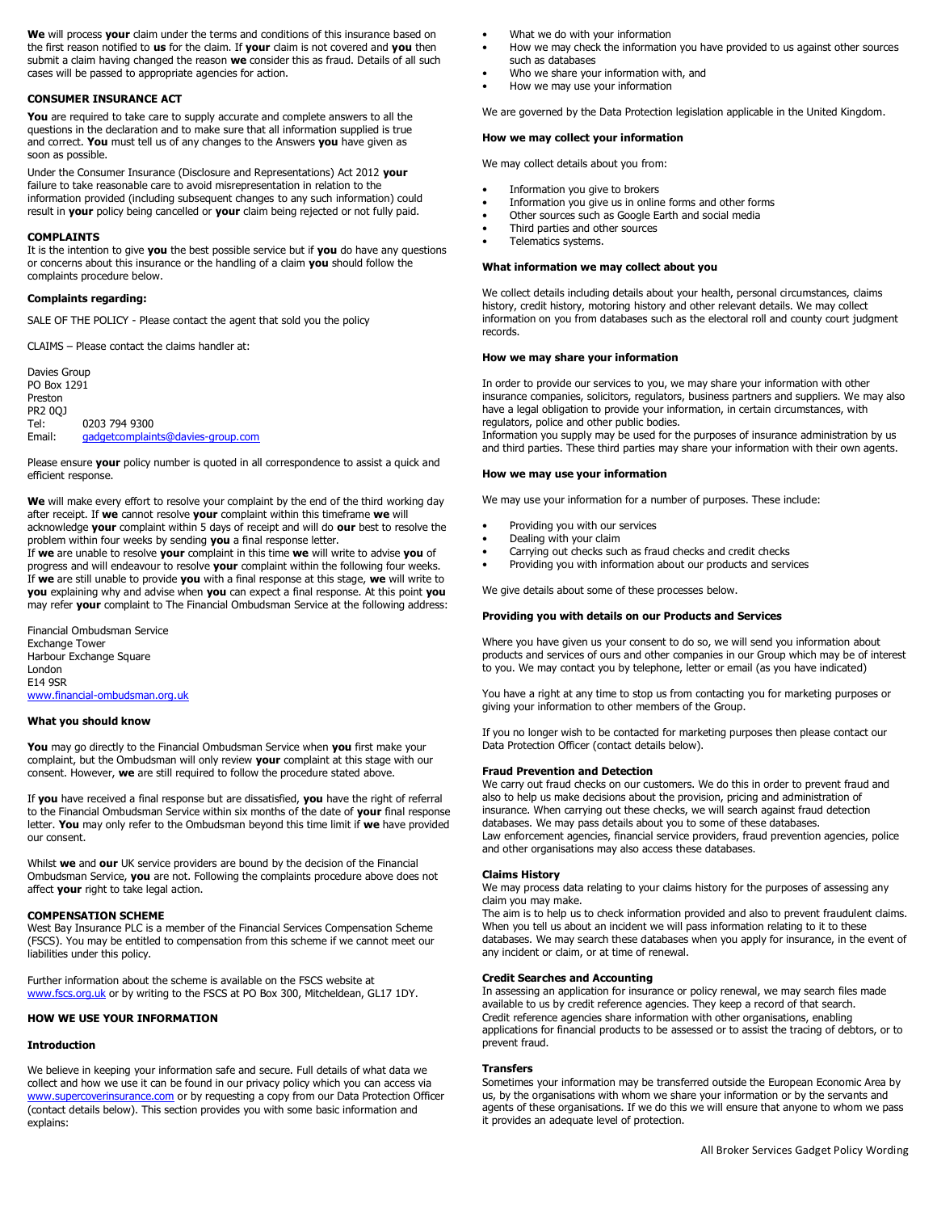**We** will process **your** claim under the terms and conditions of this insurance based on the first reason notified to **us** for the claim. If **your** claim is not covered and **you** then submit a claim having changed the reason **we** consider this as fraud. Details of all such cases will be passed to appropriate agencies for action.

### CONSUMER INSURANCE ACT

**You** are required to take care to supply accurate and complete answers to all the questions in the declaration and to make sure that all information supplied is true and correct. **You** must tell us of any changes to the Answers **you** have given as soon as possible.

Under the Consumer Insurance (Disclosure and Representations) Act 2012 **your** failure to take reasonable care to avoid misrepresentation in relation to the information provided (including subsequent changes to any such information) could result in **your** policy being cancelled or **your** claim being rejected or not fully paid.

### COMPLAINTS

It is the intention to give **you** the best possible service but if **you** do have any questions or concerns about this insurance or the handling of a claim **you** should follow the complaints procedure below.

#### Complaints regarding:

SALE OF THE POLICY - Please contact the agent that sold you the policy

CLAIMS – Please contact the claims handler at:

Davies Group
PO Box 1291
Preston
PR2 0QJ
Tel: 0203 794 9300
Email: gadgetcomplaints@davies-group.com

Please ensure **your** policy number is quoted in all correspondence to assist a quick and efficient response.

**We** will make every effort to resolve your complaint by the end of the third working day after receipt. If **we** cannot resolve **your** complaint within this timeframe **we** will acknowledge **your** complaint within 5 days of receipt and will do **our** best to resolve the problem within four weeks by sending **you** a final response letter.
If **we** are unable to resolve **your** complaint in this time **we** will write to advise **you** of progress and will endeavour to resolve **your** complaint within the following four weeks.
If **we** are still unable to provide **you** with a final response at this stage, **we** will write to **you** explaining why and advise when **you** can expect a final response. At this point **you** may refer **your** complaint to The Financial Ombudsman Service at the following address:

Financial Ombudsman Service
Exchange Tower
Harbour Exchange Square
London
E14 9SR
www.financial-ombudsman.org.uk

#### What you should know

**You** may go directly to the Financial Ombudsman Service when **you** first make your complaint, but the Ombudsman will only review **your** complaint at this stage with our consent. However, **we** are still required to follow the procedure stated above.

If **you** have received a final response but are dissatisfied, **you** have the right of referral to the Financial Ombudsman Service within six months of the date of **your** final response letter. **You** may only refer to the Ombudsman beyond this time limit if **we** have provided our consent.

Whilst **we** and **our** UK service providers are bound by the decision of the Financial Ombudsman Service, **you** are not. Following the complaints procedure above does not affect **your** right to take legal action.

### COMPENSATION SCHEME

West Bay Insurance PLC is a member of the Financial Services Compensation Scheme (FSCS). You may be entitled to compensation from this scheme if we cannot meet our liabilities under this policy.

Further information about the scheme is available on the FSCS website at www.fscs.org.uk or by writing to the FSCS at PO Box 300, Mitcheldean, GL17 1DY.

### HOW WE USE YOUR INFORMATION

#### Introduction

We believe in keeping your information safe and secure. Full details of what data we collect and how we use it can be found in our privacy policy which you can access via www.supercoverinsurance.com or by requesting a copy from our Data Protection Officer (contact details below). This section provides you with some basic information and explains:

- What we do with your information
- How we may check the information you have provided to us against other sources such as databases
- Who we share your information with, and
- How we may use your information

We are governed by the Data Protection legislation applicable in the United Kingdom.

#### How we may collect your information

We may collect details about you from:

- Information you give to brokers
- Information you give us in online forms and other forms
- Other sources such as Google Earth and social media
- Third parties and other sources
- Telematics systems.

#### What information we may collect about you

We collect details including details about your health, personal circumstances, claims history, credit history, motoring history and other relevant details. We may collect information on you from databases such as the electoral roll and county court judgment records.

#### How we may share your information

In order to provide our services to you, we may share your information with other insurance companies, solicitors, regulators, business partners and suppliers. We may also have a legal obligation to provide your information, in certain circumstances, with regulators, police and other public bodies.
Information you supply may be used for the purposes of insurance administration by us and third parties. These third parties may share your information with their own agents.

#### How we may use your information

We may use your information for a number of purposes. These include:

- Providing you with our services
- Dealing with your claim
- Carrying out checks such as fraud checks and credit checks
- Providing you with information about our products and services

We give details about some of these processes below.

#### Providing you with details on our Products and Services

Where you have given us your consent to do so, we will send you information about products and services of ours and other companies in our Group which may be of interest to you. We may contact you by telephone, letter or email (as you have indicated)

You have a right at any time to stop us from contacting you for marketing purposes or giving your information to other members of the Group.

If you no longer wish to be contacted for marketing purposes then please contact our Data Protection Officer (contact details below).

#### Fraud Prevention and Detection

We carry out fraud checks on our customers. We do this in order to prevent fraud and also to help us make decisions about the provision, pricing and administration of insurance. When carrying out these checks, we will search against fraud detection databases. We may pass details about you to some of these databases.
Law enforcement agencies, financial service providers, fraud prevention agencies, police and other organisations may also access these databases.

#### Claims History

We may process data relating to your claims history for the purposes of assessing any claim you may make.
The aim is to help us to check information provided and also to prevent fraudulent claims. When you tell us about an incident we will pass information relating to it to these databases. We may search these databases when you apply for insurance, in the event of any incident or claim, or at time of renewal.

#### Credit Searches and Accounting

In assessing an application for insurance or policy renewal, we may search files made available to us by credit reference agencies. They keep a record of that search.
Credit reference agencies share information with other organisations, enabling applications for financial products to be assessed or to assist the tracing of debtors, or to prevent fraud.

#### Transfers

Sometimes your information may be transferred outside the European Economic Area by us, by the organisations with whom we share your information or by the servants and agents of these organisations. If we do this we will ensure that anyone to whom we pass it provides an adequate level of protection.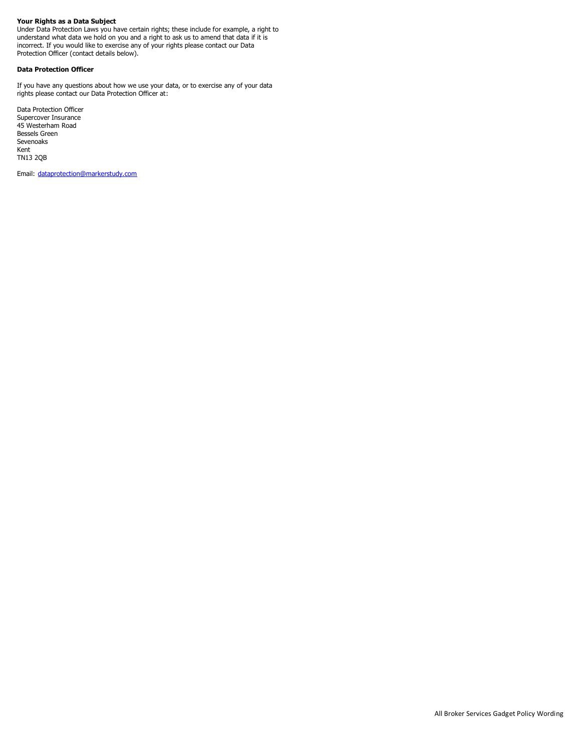**Your Rights as a Data Subject**

Under Data Protection Laws you have certain rights; these include for example, a right to understand what data we hold on you and a right to ask us to amend that data if it is incorrect. If you would like to exercise any of your rights please contact our Data Protection Officer (contact details below).

**Data Protection Officer**

If you have any questions about how we use your data, or to exercise any of your data rights please contact our Data Protection Officer at:

Data Protection Officer
Supercover Insurance
45 Westerham Road
Bessels Green
Sevenoaks
Kent
TN13 2QB

Email: dataprotection@markerstudy.com